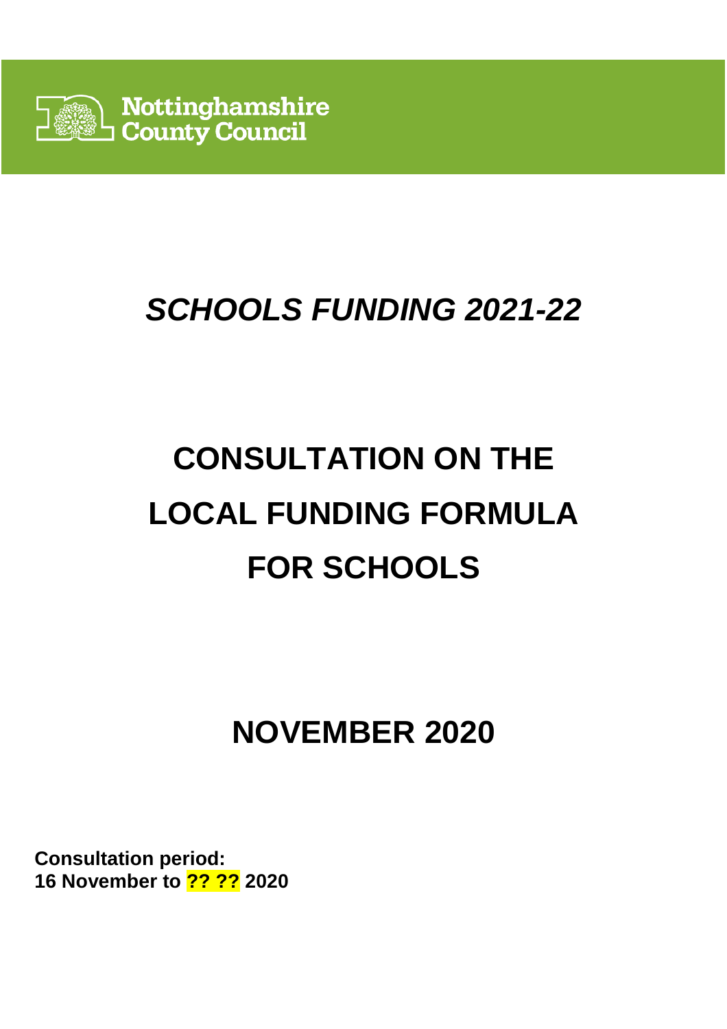Nottinghamshire County Council

# *SCHOOLS FUNDING 2021-22*

# CONSULTATION ON THE LOCAL FUNDING FORMULA FOR SCHOOLS

# NOVEMBER 2020

**Consultation period:**
**16 November to ?? ?? 2020**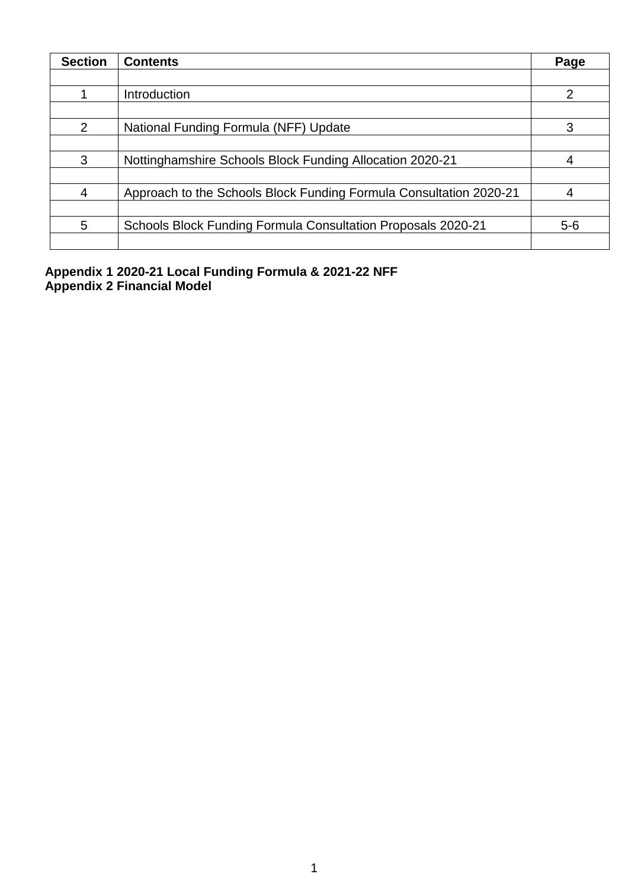| Section | Contents | Page |
|---|---|---|
| | | |
| 1 | Introduction | 2 |
| | | |
| 2 | National Funding Formula (NFF) Update | 3 |
| | | |
| 3 | Nottinghamshire Schools Block Funding Allocation 2020-21 | 4 |
| | | |
| 4 | Approach to the Schools Block Funding Formula Consultation 2020-21 | 4 |
| | | |
| 5 | Schools Block Funding Formula Consultation Proposals 2020-21 | 5-6 |
| | | |

**Appendix 1 2020-21 Local Funding Formula & 2021-22 NFF**
**Appendix 2 Financial Model**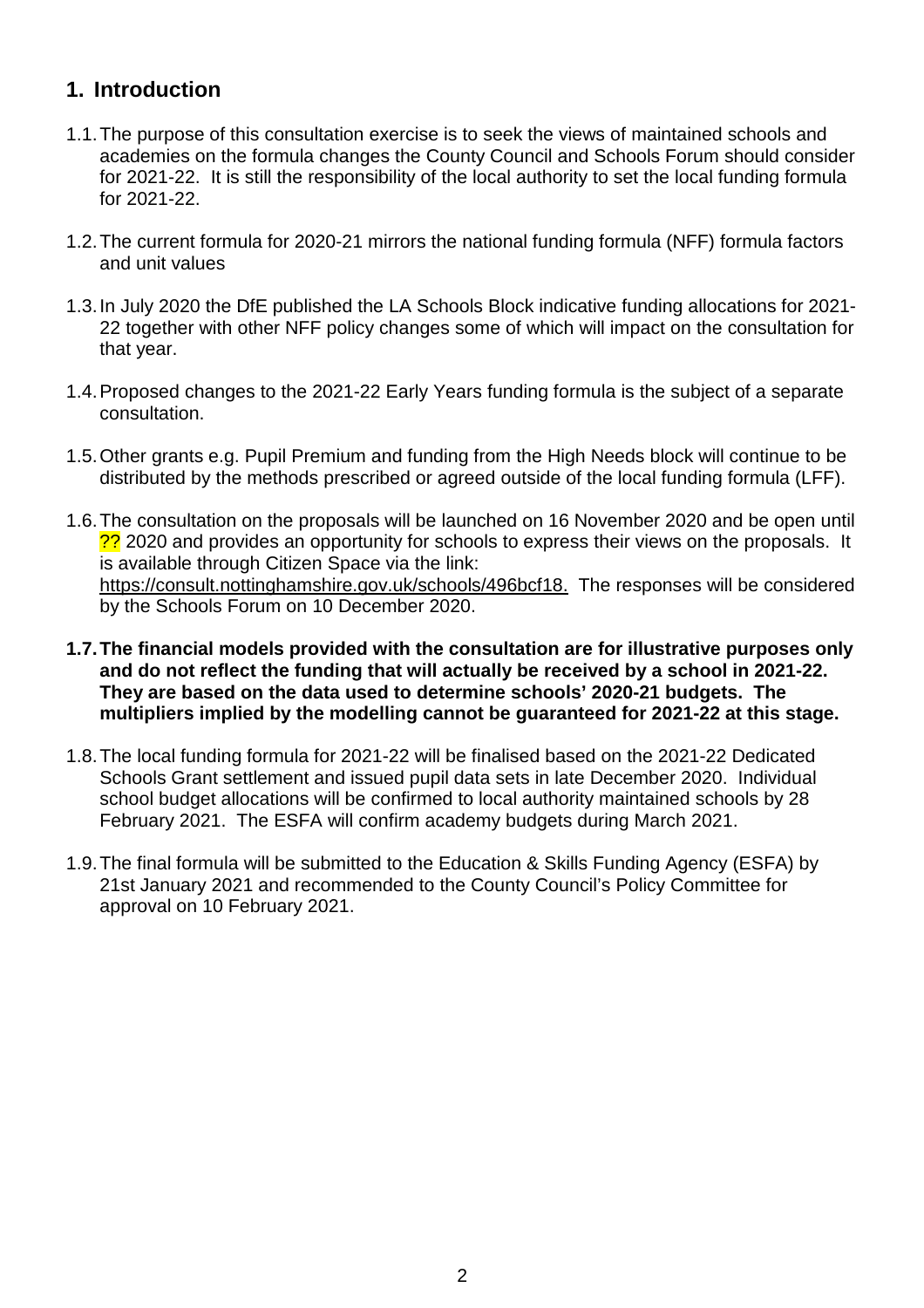## 1. Introduction

1.1. The purpose of this consultation exercise is to seek the views of maintained schools and academies on the formula changes the County Council and Schools Forum should consider for 2021-22. It is still the responsibility of the local authority to set the local funding formula for 2021-22.

1.2. The current formula for 2020-21 mirrors the national funding formula (NFF) formula factors and unit values

1.3. In July 2020 the DfE published the LA Schools Block indicative funding allocations for 2021-22 together with other NFF policy changes some of which will impact on the consultation for that year.

1.4. Proposed changes to the 2021-22 Early Years funding formula is the subject of a separate consultation.

1.5. Other grants e.g. Pupil Premium and funding from the High Needs block will continue to be distributed by the methods prescribed or agreed outside of the local funding formula (LFF).

1.6. The consultation on the proposals will be launched on 16 November 2020 and be open until ?? 2020 and provides an opportunity for schools to express their views on the proposals. It is available through Citizen Space via the link: https://consult.nottinghamshire.gov.uk/schools/496bcf18. The responses will be considered by the Schools Forum on 10 December 2020.

**1.7. The financial models provided with the consultation are for illustrative purposes only and do not reflect the funding that will actually be received by a school in 2021-22. They are based on the data used to determine schools' 2020-21 budgets. The multipliers implied by the modelling cannot be guaranteed for 2021-22 at this stage.**

1.8. The local funding formula for 2021-22 will be finalised based on the 2021-22 Dedicated Schools Grant settlement and issued pupil data sets in late December 2020. Individual school budget allocations will be confirmed to local authority maintained schools by 28 February 2021. The ESFA will confirm academy budgets during March 2021.

1.9. The final formula will be submitted to the Education & Skills Funding Agency (ESFA) by 21st January 2021 and recommended to the County Council's Policy Committee for approval on 10 February 2021.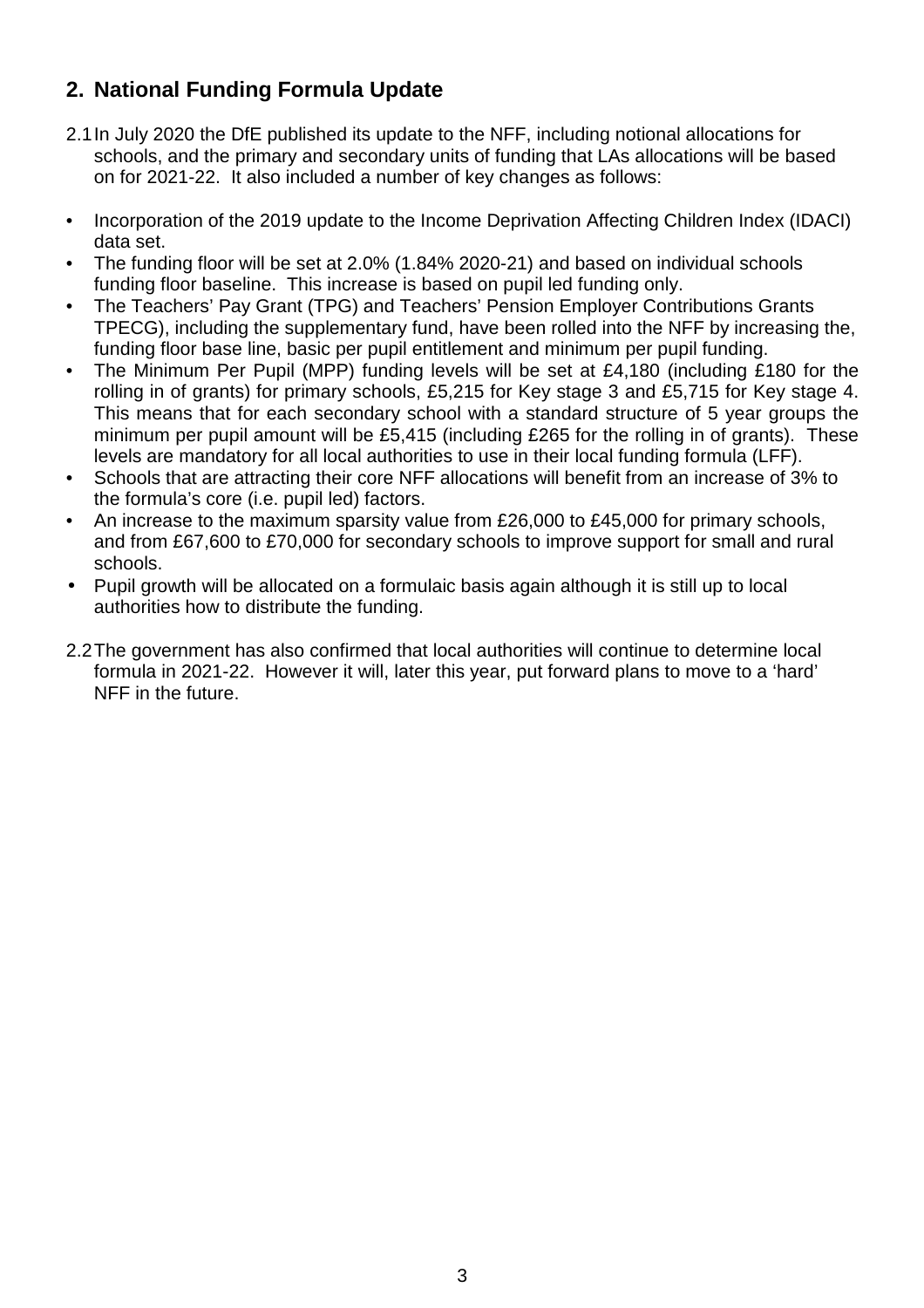## 2. National Funding Formula Update

2.1 In July 2020 the DfE published its update to the NFF, including notional allocations for schools, and the primary and secondary units of funding that LAs allocations will be based on for 2021-22. It also included a number of key changes as follows:

- Incorporation of the 2019 update to the Income Deprivation Affecting Children Index (IDACI) data set.
- The funding floor will be set at 2.0% (1.84% 2020-21) and based on individual schools funding floor baseline. This increase is based on pupil led funding only.
- The Teachers' Pay Grant (TPG) and Teachers' Pension Employer Contributions Grants TPECG), including the supplementary fund, have been rolled into the NFF by increasing the, funding floor base line, basic per pupil entitlement and minimum per pupil funding.
- The Minimum Per Pupil (MPP) funding levels will be set at £4,180 (including £180 for the rolling in of grants) for primary schools, £5,215 for Key stage 3 and £5,715 for Key stage 4. This means that for each secondary school with a standard structure of 5 year groups the minimum per pupil amount will be £5,415 (including £265 for the rolling in of grants). These levels are mandatory for all local authorities to use in their local funding formula (LFF).
- Schools that are attracting their core NFF allocations will benefit from an increase of 3% to the formula's core (i.e. pupil led) factors.
- An increase to the maximum sparsity value from £26,000 to £45,000 for primary schools, and from £67,600 to £70,000 for secondary schools to improve support for small and rural schools.
- Pupil growth will be allocated on a formulaic basis again although it is still up to local authorities how to distribute the funding.

2.2 The government has also confirmed that local authorities will continue to determine local formula in 2021-22. However it will, later this year, put forward plans to move to a 'hard' NFF in the future.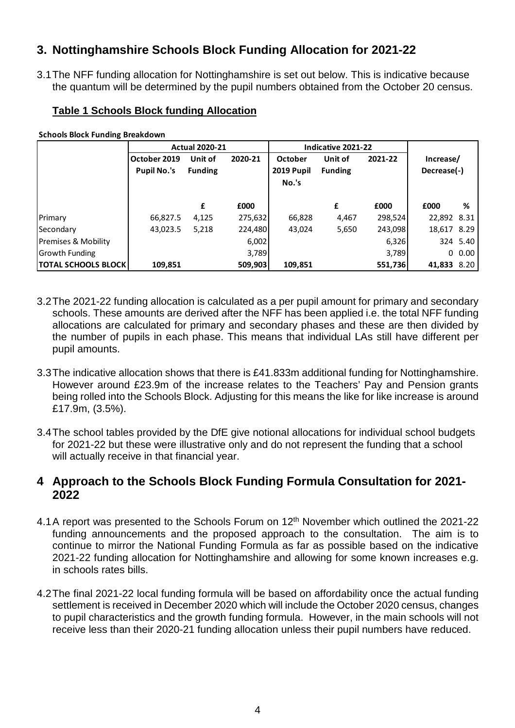## 3. Nottinghamshire Schools Block Funding Allocation for 2021-22

3.1 The NFF funding allocation for Nottinghamshire is set out below. This is indicative because the quantum will be determined by the pupil numbers obtained from the October 20 census.

### Table 1 Schools Block funding Allocation

**Schools Block Funding Breakdown**

| | Actual 2020-21 | | | Indicative 2021-22 | | | | |
|---|---|---|---|---|---|---|---|---|
| | October 2019 Pupil No.'s | Unit of Funding | 2020-21 | October 2019 Pupil No.'s | Unit of Funding | 2021-22 | Increase/ Decrease(-) | |
| | | £ | £000 | | £ | £000 | £000 | % |
| Primary | 66,827.5 | 4,125 | 275,632 | 66,828 | 4,467 | 298,524 | 22,892 | 8.31 |
| Secondary | 43,023.5 | 5,218 | 224,480 | 43,024 | 5,650 | 243,098 | 18,617 | 8.29 |
| Premises & Mobility | | | 6,002 | | | 6,326 | 324 | 5.40 |
| Growth Funding | | | 3,789 | | | 3,789 | 0 | 0.00 |
| **TOTAL SCHOOLS BLOCK** | **109,851** | | **509,903** | **109,851** | | **551,736** | **41,833** | 8.20 |

3.2 The 2021-22 funding allocation is calculated as a per pupil amount for primary and secondary schools. These amounts are derived after the NFF has been applied i.e. the total NFF funding allocations are calculated for primary and secondary phases and these are then divided by the number of pupils in each phase. This means that individual LAs still have different per pupil amounts.

3.3 The indicative allocation shows that there is £41.833m additional funding for Nottinghamshire. However around £23.9m of the increase relates to the Teachers' Pay and Pension grants being rolled into the Schools Block. Adjusting for this means the like for like increase is around £17.9m, (3.5%).

3.4 The school tables provided by the DfE give notional allocations for individual school budgets for 2021-22 but these were illustrative only and do not represent the funding that a school will actually receive in that financial year.

## 4 Approach to the Schools Block Funding Formula Consultation for 2021-2022

4.1 A report was presented to the Schools Forum on 12th November which outlined the 2021-22 funding announcements and the proposed approach to the consultation. The aim is to continue to mirror the National Funding Formula as far as possible based on the indicative 2021-22 funding allocation for Nottinghamshire and allowing for some known increases e.g. in schools rates bills.

4.2 The final 2021-22 local funding formula will be based on affordability once the actual funding settlement is received in December 2020 which will include the October 2020 census, changes to pupil characteristics and the growth funding formula. However, in the main schools will not receive less than their 2020-21 funding allocation unless their pupil numbers have reduced.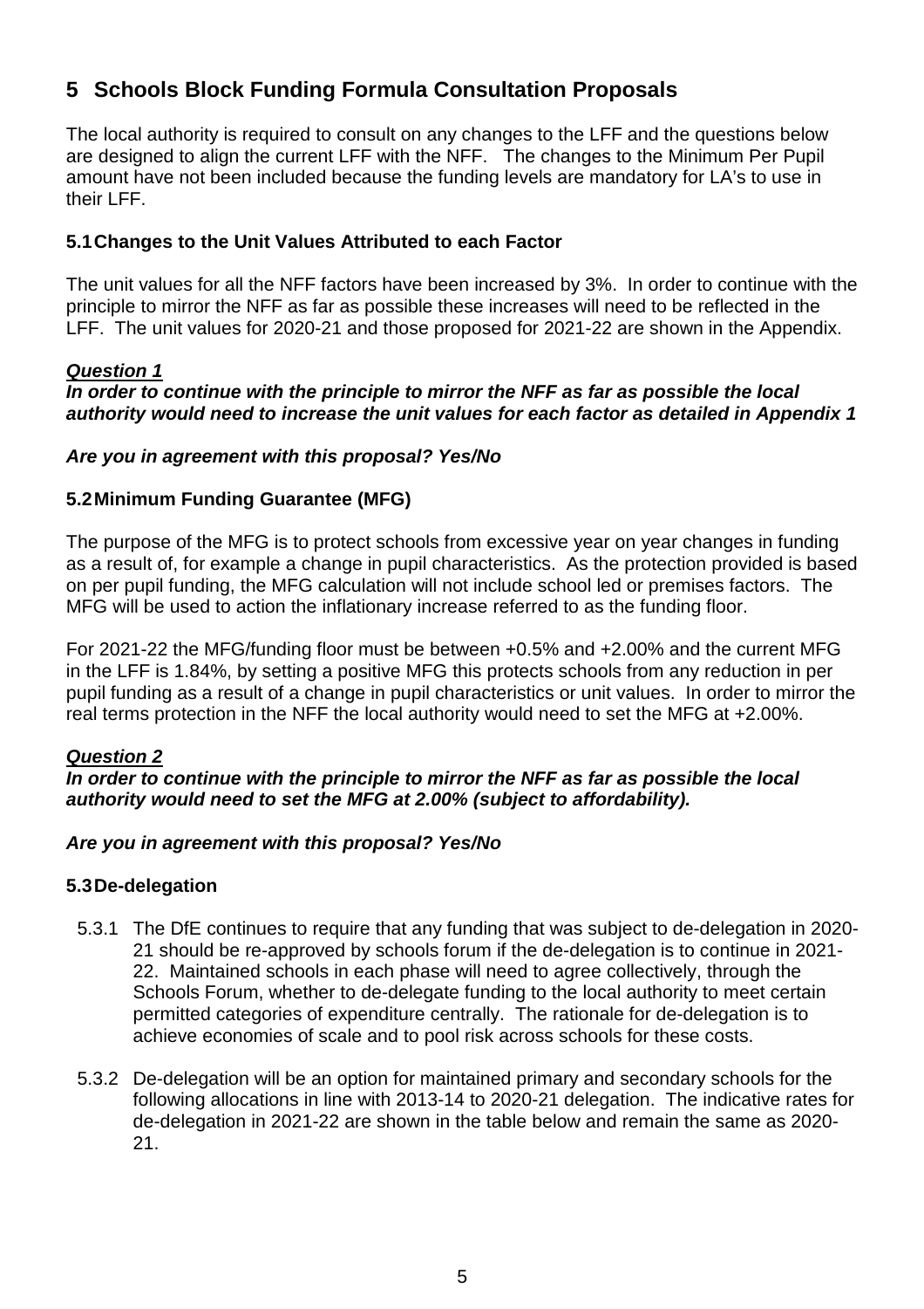## 5 Schools Block Funding Formula Consultation Proposals

The local authority is required to consult on any changes to the LFF and the questions below are designed to align the current LFF with the NFF. The changes to the Minimum Per Pupil amount have not been included because the funding levels are mandatory for LA's to use in their LFF.

### 5.1 Changes to the Unit Values Attributed to each Factor

The unit values for all the NFF factors have been increased by 3%. In order to continue with the principle to mirror the NFF as far as possible these increases will need to be reflected in the LFF. The unit values for 2020-21 and those proposed for 2021-22 are shown in the Appendix.

***Question 1***

***In order to continue with the principle to mirror the NFF as far as possible the local authority would need to increase the unit values for each factor as detailed in Appendix 1***

***Are you in agreement with this proposal? Yes/No***

### 5.2 Minimum Funding Guarantee (MFG)

The purpose of the MFG is to protect schools from excessive year on year changes in funding as a result of, for example a change in pupil characteristics. As the protection provided is based on per pupil funding, the MFG calculation will not include school led or premises factors. The MFG will be used to action the inflationary increase referred to as the funding floor.

For 2021-22 the MFG/funding floor must be between +0.5% and +2.00% and the current MFG in the LFF is 1.84%, by setting a positive MFG this protects schools from any reduction in per pupil funding as a result of a change in pupil characteristics or unit values. In order to mirror the real terms protection in the NFF the local authority would need to set the MFG at +2.00%.

***Question 2***

***In order to continue with the principle to mirror the NFF as far as possible the local authority would need to set the MFG at 2.00% (subject to affordability).***

***Are you in agreement with this proposal? Yes/No***

### 5.3 De-delegation

5.3.1 The DfE continues to require that any funding that was subject to de-delegation in 2020-21 should be re-approved by schools forum if the de-delegation is to continue in 2021-22. Maintained schools in each phase will need to agree collectively, through the Schools Forum, whether to de-delegate funding to the local authority to meet certain permitted categories of expenditure centrally. The rationale for de-delegation is to achieve economies of scale and to pool risk across schools for these costs.

5.3.2 De-delegation will be an option for maintained primary and secondary schools for the following allocations in line with 2013-14 to 2020-21 delegation. The indicative rates for de-delegation in 2021-22 are shown in the table below and remain the same as 2020-21.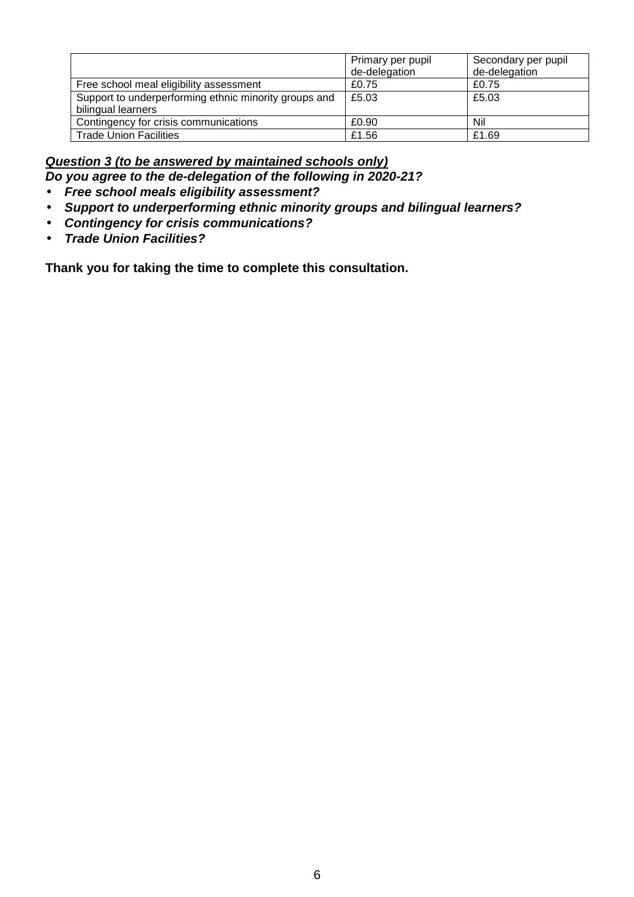| | Primary per pupil de-delegation | Secondary per pupil de-delegation |
|---|---|---|
| Free school meal eligibility assessment | £0.75 | £0.75 |
| Support to underperforming ethnic minority groups and bilingual learners | £5.03 | £5.03 |
| Contingency for crisis communications | £0.90 | Nil |
| Trade Union Facilities | £1.56 | £1.69 |

***Question 3 (to be answered by maintained schools only)***

***Do you agree to the de-delegation of the following in 2020-21?***

- ***Free school meals eligibility assessment?***
- ***Support to underperforming ethnic minority groups and bilingual learners?***
- ***Contingency for crisis communications?***
- ***Trade Union Facilities?***

**Thank you for taking the time to complete this consultation.**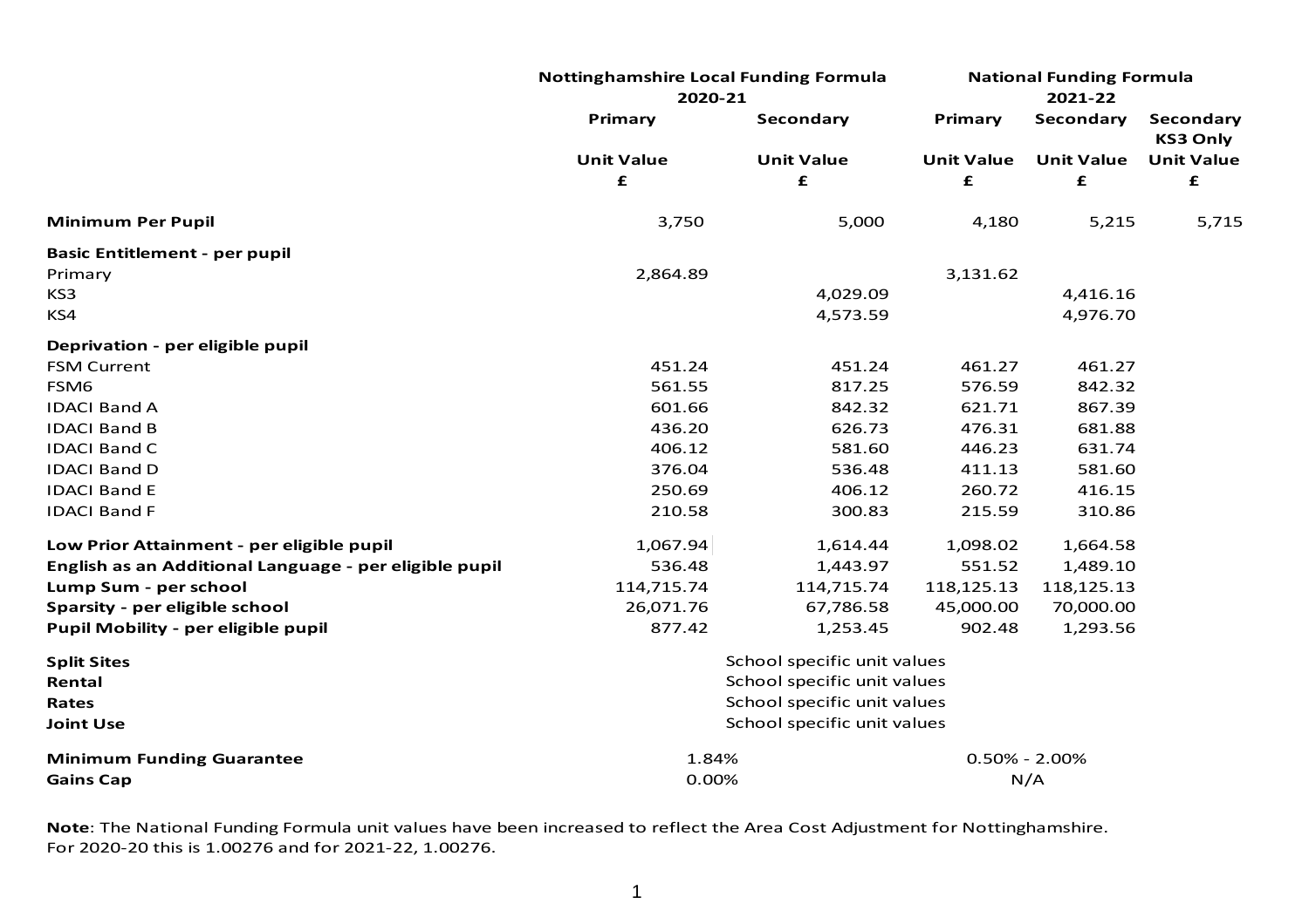| | Nottinghamshire Local Funding Formula 2020-21 | | National Funding Formula 2021-22 | | |
|---|---|---|---|---|---|
| | Primary | Secondary | Primary | Secondary | Secondary KS3 Only |
| | Unit Value | Unit Value | Unit Value | Unit Value | Unit Value |
| | £ | £ | £ | £ | £ |
| **Minimum Per Pupil** | 3,750 | 5,000 | 4,180 | 5,215 | 5,715 |
| **Basic Entitlement - per pupil** | | | | | |
| Primary | 2,864.89 | | 3,131.62 | | |
| KS3 | | 4,029.09 | | 4,416.16 | |
| KS4 | | 4,573.59 | | 4,976.70 | |
| **Deprivation - per eligible pupil** | | | | | |
| FSM Current | 451.24 | 451.24 | 461.27 | 461.27 | |
| FSM6 | 561.55 | 817.25 | 576.59 | 842.32 | |
| IDACI Band A | 601.66 | 842.32 | 621.71 | 867.39 | |
| IDACI Band B | 436.20 | 626.73 | 476.31 | 681.88 | |
| IDACI Band C | 406.12 | 581.60 | 446.23 | 631.74 | |
| IDACI Band D | 376.04 | 536.48 | 411.13 | 581.60 | |
| IDACI Band E | 250.69 | 406.12 | 260.72 | 416.15 | |
| IDACI Band F | 210.58 | 300.83 | 215.59 | 310.86 | |
| **Low Prior Attainment - per eligible pupil** | 1,067.94 | 1,614.44 | 1,098.02 | 1,664.58 | |
| **English as an Additional Language - per eligible pupil** | 536.48 | 1,443.97 | 551.52 | 1,489.10 | |
| **Lump Sum - per school** | 114,715.74 | 114,715.74 | 118,125.13 | 118,125.13 | |
| **Sparsity - per eligible school** | 26,071.76 | 67,786.58 | 45,000.00 | 70,000.00 | |
| **Pupil Mobility - per eligible pupil** | 877.42 | 1,253.45 | 902.48 | 1,293.56 | |
| **Split Sites** | School specific unit values | | | | |
| **Rental** | School specific unit values | | | | |
| **Rates** | School specific unit values | | | | |
| **Joint Use** | School specific unit values | | | | |
| **Minimum Funding Guarantee** | 1.84% | | 0.50% - 2.00% | | |
| **Gains Cap** | 0.00% | | N/A | | |

**Note**: The National Funding Formula unit values have been increased to reflect the Area Cost Adjustment for Nottinghamshire. For 2020-20 this is 1.00276 and for 2021-22, 1.00276.